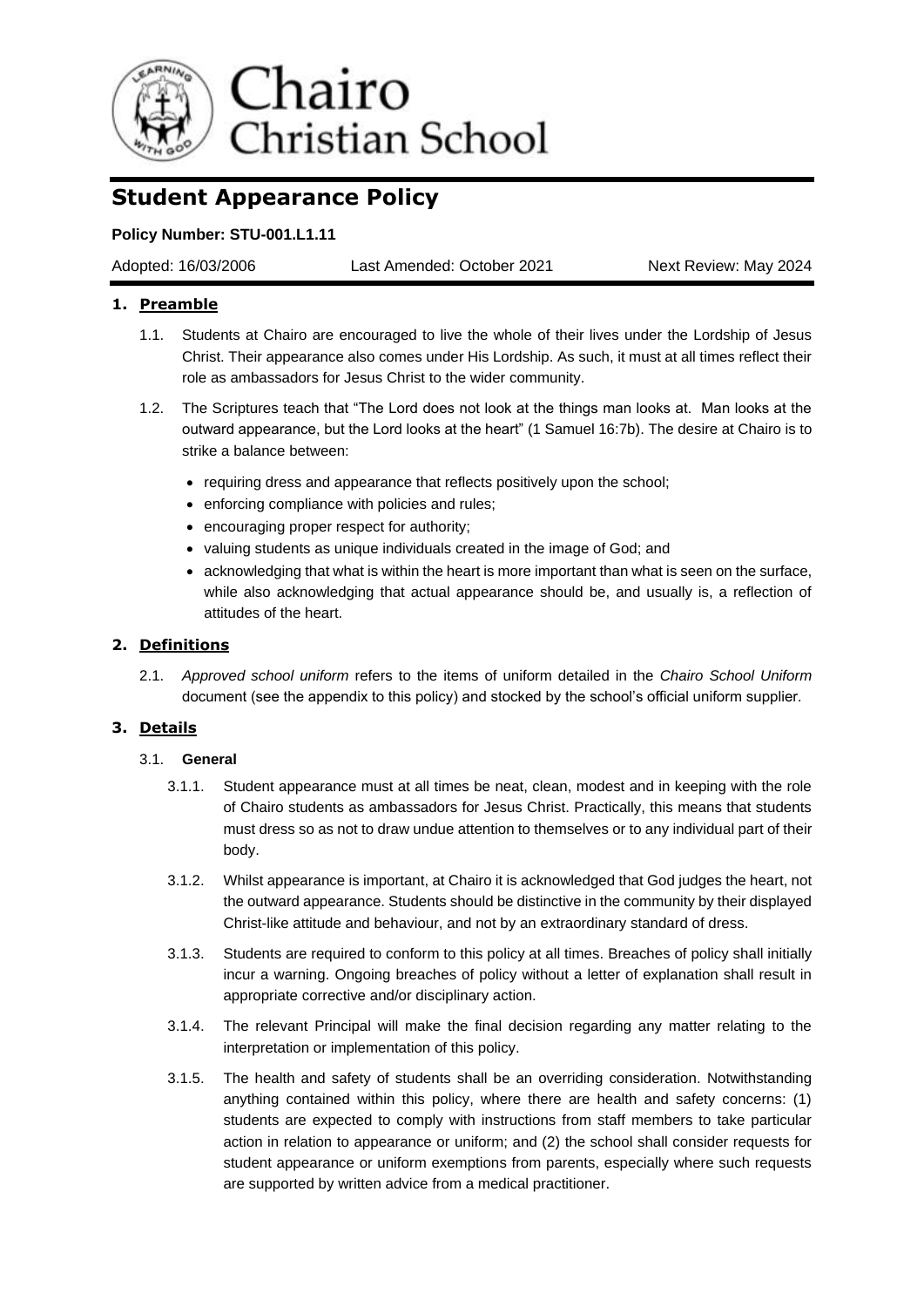Chairo
Christian School

# Student Appearance Policy

**Policy Number: STU-001.L1.11**

Adopted: 16/03/2006 | Last Amended: October 2021 | Next Review: May 2024

## 1. Preamble

1.1. Students at Chairo are encouraged to live the whole of their lives under the Lordship of Jesus Christ. Their appearance also comes under His Lordship. As such, it must at all times reflect their role as ambassadors for Jesus Christ to the wider community.

1.2. The Scriptures teach that "The Lord does not look at the things man looks at. Man looks at the outward appearance, but the Lord looks at the heart" (1 Samuel 16:7b). The desire at Chairo is to strike a balance between:

- requiring dress and appearance that reflects positively upon the school;
- enforcing compliance with policies and rules;
- encouraging proper respect for authority;
- valuing students as unique individuals created in the image of God; and
- acknowledging that what is within the heart is more important than what is seen on the surface, while also acknowledging that actual appearance should be, and usually is, a reflection of attitudes of the heart.

## 2. Definitions

2.1. *Approved school uniform* refers to the items of uniform detailed in the *Chairo School Uniform* document (see the appendix to this policy) and stocked by the school's official uniform supplier.

## 3. Details

### 3.1. General

3.1.1. Student appearance must at all times be neat, clean, modest and in keeping with the role of Chairo students as ambassadors for Jesus Christ. Practically, this means that students must dress so as not to draw undue attention to themselves or to any individual part of their body.

3.1.2. Whilst appearance is important, at Chairo it is acknowledged that God judges the heart, not the outward appearance. Students should be distinctive in the community by their displayed Christ-like attitude and behaviour, and not by an extraordinary standard of dress.

3.1.3. Students are required to conform to this policy at all times. Breaches of policy shall initially incur a warning. Ongoing breaches of policy without a letter of explanation shall result in appropriate corrective and/or disciplinary action.

3.1.4. The relevant Principal will make the final decision regarding any matter relating to the interpretation or implementation of this policy.

3.1.5. The health and safety of students shall be an overriding consideration. Notwithstanding anything contained within this policy, where there are health and safety concerns: (1) students are expected to comply with instructions from staff members to take particular action in relation to appearance or uniform; and (2) the school shall consider requests for student appearance or uniform exemptions from parents, especially where such requests are supported by written advice from a medical practitioner.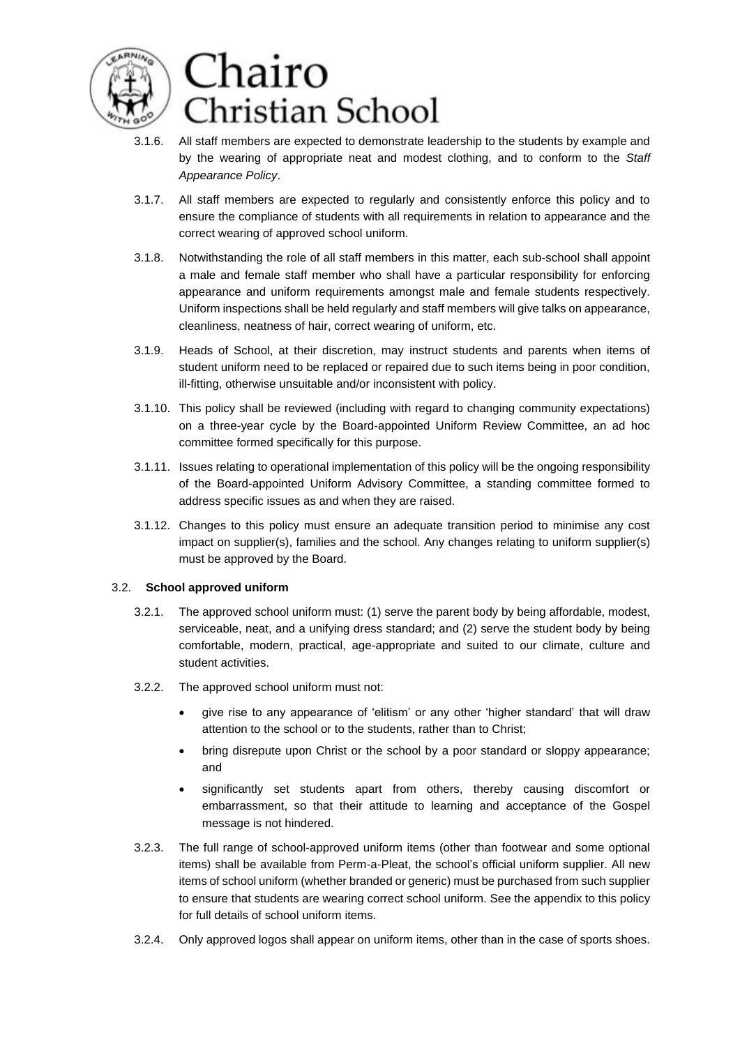3.1.6. All staff members are expected to demonstrate leadership to the students by example and by the wearing of appropriate neat and modest clothing, and to conform to the *Staff Appearance Policy*.

3.1.7. All staff members are expected to regularly and consistently enforce this policy and to ensure the compliance of students with all requirements in relation to appearance and the correct wearing of approved school uniform.

3.1.8. Notwithstanding the role of all staff members in this matter, each sub-school shall appoint a male and female staff member who shall have a particular responsibility for enforcing appearance and uniform requirements amongst male and female students respectively. Uniform inspections shall be held regularly and staff members will give talks on appearance, cleanliness, neatness of hair, correct wearing of uniform, etc.

3.1.9. Heads of School, at their discretion, may instruct students and parents when items of student uniform need to be replaced or repaired due to such items being in poor condition, ill-fitting, otherwise unsuitable and/or inconsistent with policy.

3.1.10. This policy shall be reviewed (including with regard to changing community expectations) on a three-year cycle by the Board-appointed Uniform Review Committee, an ad hoc committee formed specifically for this purpose.

3.1.11. Issues relating to operational implementation of this policy will be the ongoing responsibility of the Board-appointed Uniform Advisory Committee, a standing committee formed to address specific issues as and when they are raised.

3.1.12. Changes to this policy must ensure an adequate transition period to minimise any cost impact on supplier(s), families and the school. Any changes relating to uniform supplier(s) must be approved by the Board.

### 3.2. School approved uniform

3.2.1. The approved school uniform must: (1) serve the parent body by being affordable, modest, serviceable, neat, and a unifying dress standard; and (2) serve the student body by being comfortable, modern, practical, age-appropriate and suited to our climate, culture and student activities.

3.2.2. The approved school uniform must not:

- give rise to any appearance of 'elitism' or any other 'higher standard' that will draw attention to the school or to the students, rather than to Christ;
- bring disrepute upon Christ or the school by a poor standard or sloppy appearance; and
- significantly set students apart from others, thereby causing discomfort or embarrassment, so that their attitude to learning and acceptance of the Gospel message is not hindered.

3.2.3. The full range of school-approved uniform items (other than footwear and some optional items) shall be available from Perm-a-Pleat, the school's official uniform supplier. All new items of school uniform (whether branded or generic) must be purchased from such supplier to ensure that students are wearing correct school uniform. See the appendix to this policy for full details of school uniform items.

3.2.4. Only approved logos shall appear on uniform items, other than in the case of sports shoes.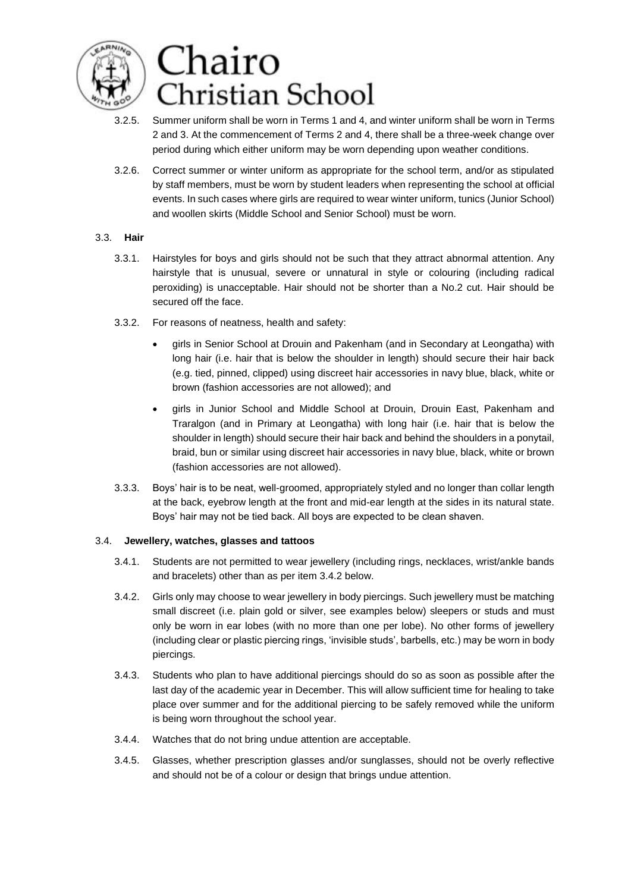3.2.5. Summer uniform shall be worn in Terms 1 and 4, and winter uniform shall be worn in Terms 2 and 3. At the commencement of Terms 2 and 4, there shall be a three-week change over period during which either uniform may be worn depending upon weather conditions.

3.2.6. Correct summer or winter uniform as appropriate for the school term, and/or as stipulated by staff members, must be worn by student leaders when representing the school at official events. In such cases where girls are required to wear winter uniform, tunics (Junior School) and woollen skirts (Middle School and Senior School) must be worn.

### 3.3. **Hair**

3.3.1. Hairstyles for boys and girls should not be such that they attract abnormal attention. Any hairstyle that is unusual, severe or unnatural in style or colouring (including radical peroxiding) is unacceptable. Hair should not be shorter than a No.2 cut. Hair should be secured off the face.

3.3.2. For reasons of neatness, health and safety:

- girls in Senior School at Drouin and Pakenham (and in Secondary at Leongatha) with long hair (i.e. hair that is below the shoulder in length) should secure their hair back (e.g. tied, pinned, clipped) using discreet hair accessories in navy blue, black, white or brown (fashion accessories are not allowed); and
- girls in Junior School and Middle School at Drouin, Drouin East, Pakenham and Traralgon (and in Primary at Leongatha) with long hair (i.e. hair that is below the shoulder in length) should secure their hair back and behind the shoulders in a ponytail, braid, bun or similar using discreet hair accessories in navy blue, black, white or brown (fashion accessories are not allowed).

3.3.3. Boys' hair is to be neat, well-groomed, appropriately styled and no longer than collar length at the back, eyebrow length at the front and mid-ear length at the sides in its natural state. Boys' hair may not be tied back. All boys are expected to be clean shaven.

### 3.4. **Jewellery, watches, glasses and tattoos**

3.4.1. Students are not permitted to wear jewellery (including rings, necklaces, wrist/ankle bands and bracelets) other than as per item 3.4.2 below.

3.4.2. Girls only may choose to wear jewellery in body piercings. Such jewellery must be matching small discreet (i.e. plain gold or silver, see examples below) sleepers or studs and must only be worn in ear lobes (with no more than one per lobe). No other forms of jewellery (including clear or plastic piercing rings, 'invisible studs', barbells, etc.) may be worn in body piercings.

3.4.3. Students who plan to have additional piercings should do so as soon as possible after the last day of the academic year in December. This will allow sufficient time for healing to take place over summer and for the additional piercing to be safely removed while the uniform is being worn throughout the school year.

3.4.4. Watches that do not bring undue attention are acceptable.

3.4.5. Glasses, whether prescription glasses and/or sunglasses, should not be overly reflective and should not be of a colour or design that brings undue attention.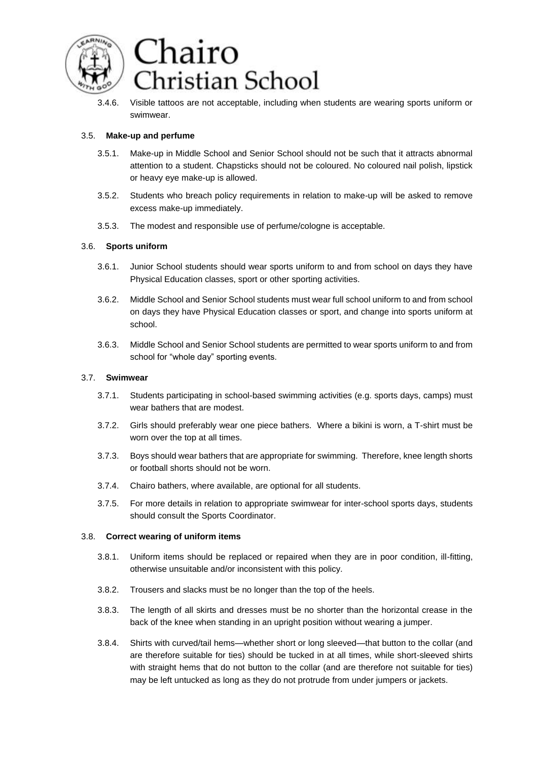3.4.6. Visible tattoos are not acceptable, including when students are wearing sports uniform or swimwear.

### 3.5. **Make-up and perfume**

3.5.1. Make-up in Middle School and Senior School should not be such that it attracts abnormal attention to a student. Chapsticks should not be coloured. No coloured nail polish, lipstick or heavy eye make-up is allowed.

3.5.2. Students who breach policy requirements in relation to make-up will be asked to remove excess make-up immediately.

3.5.3. The modest and responsible use of perfume/cologne is acceptable.

### 3.6. **Sports uniform**

3.6.1. Junior School students should wear sports uniform to and from school on days they have Physical Education classes, sport or other sporting activities.

3.6.2. Middle School and Senior School students must wear full school uniform to and from school on days they have Physical Education classes or sport, and change into sports uniform at school.

3.6.3. Middle School and Senior School students are permitted to wear sports uniform to and from school for "whole day" sporting events.

### 3.7. **Swimwear**

3.7.1. Students participating in school-based swimming activities (e.g. sports days, camps) must wear bathers that are modest.

3.7.2. Girls should preferably wear one piece bathers. Where a bikini is worn, a T-shirt must be worn over the top at all times.

3.7.3. Boys should wear bathers that are appropriate for swimming. Therefore, knee length shorts or football shorts should not be worn.

3.7.4. Chairo bathers, where available, are optional for all students.

3.7.5. For more details in relation to appropriate swimwear for inter-school sports days, students should consult the Sports Coordinator.

### 3.8. **Correct wearing of uniform items**

3.8.1. Uniform items should be replaced or repaired when they are in poor condition, ill-fitting, otherwise unsuitable and/or inconsistent with this policy.

3.8.2. Trousers and slacks must be no longer than the top of the heels.

3.8.3. The length of all skirts and dresses must be no shorter than the horizontal crease in the back of the knee when standing in an upright position without wearing a jumper.

3.8.4. Shirts with curved/tail hems—whether short or long sleeved—that button to the collar (and are therefore suitable for ties) should be tucked in at all times, while short-sleeved shirts with straight hems that do not button to the collar (and are therefore not suitable for ties) may be left untucked as long as they do not protrude from under jumpers or jackets.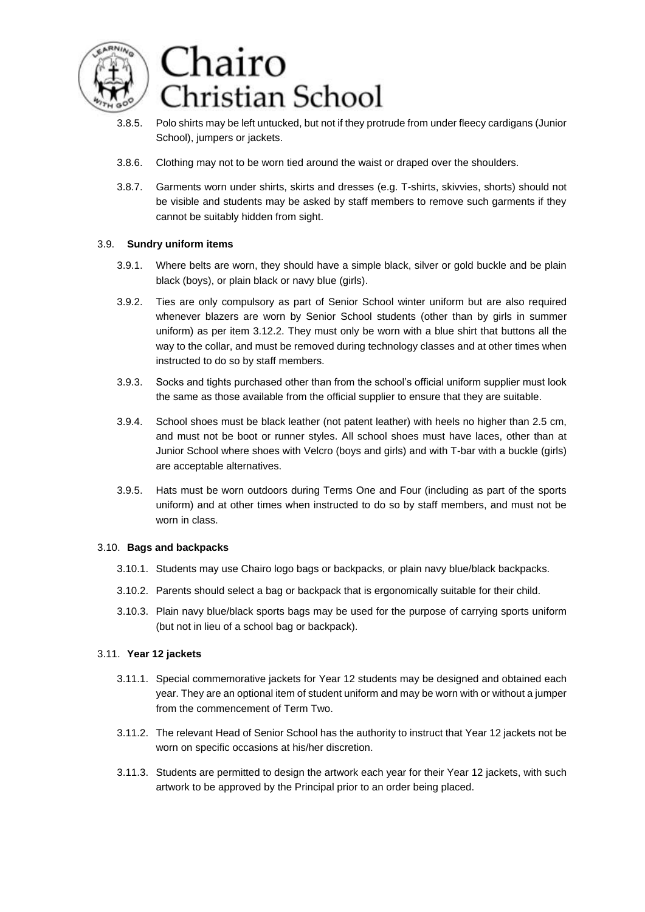3.8.5. Polo shirts may be left untucked, but not if they protrude from under fleecy cardigans (Junior School), jumpers or jackets.

3.8.6. Clothing may not to be worn tied around the waist or draped over the shoulders.

3.8.7. Garments worn under shirts, skirts and dresses (e.g. T-shirts, skivvies, shorts) should not be visible and students may be asked by staff members to remove such garments if they cannot be suitably hidden from sight.

### 3.9. **Sundry uniform items**

3.9.1. Where belts are worn, they should have a simple black, silver or gold buckle and be plain black (boys), or plain black or navy blue (girls).

3.9.2. Ties are only compulsory as part of Senior School winter uniform but are also required whenever blazers are worn by Senior School students (other than by girls in summer uniform) as per item 3.12.2. They must only be worn with a blue shirt that buttons all the way to the collar, and must be removed during technology classes and at other times when instructed to do so by staff members.

3.9.3. Socks and tights purchased other than from the school's official uniform supplier must look the same as those available from the official supplier to ensure that they are suitable.

3.9.4. School shoes must be black leather (not patent leather) with heels no higher than 2.5 cm, and must not be boot or runner styles. All school shoes must have laces, other than at Junior School where shoes with Velcro (boys and girls) and with T-bar with a buckle (girls) are acceptable alternatives.

3.9.5. Hats must be worn outdoors during Terms One and Four (including as part of the sports uniform) and at other times when instructed to do so by staff members, and must not be worn in class.

### 3.10. **Bags and backpacks**

3.10.1. Students may use Chairo logo bags or backpacks, or plain navy blue/black backpacks.

3.10.2. Parents should select a bag or backpack that is ergonomically suitable for their child.

3.10.3. Plain navy blue/black sports bags may be used for the purpose of carrying sports uniform (but not in lieu of a school bag or backpack).

### 3.11. **Year 12 jackets**

3.11.1. Special commemorative jackets for Year 12 students may be designed and obtained each year. They are an optional item of student uniform and may be worn with or without a jumper from the commencement of Term Two.

3.11.2. The relevant Head of Senior School has the authority to instruct that Year 12 jackets not be worn on specific occasions at his/her discretion.

3.11.3. Students are permitted to design the artwork each year for their Year 12 jackets, with such artwork to be approved by the Principal prior to an order being placed.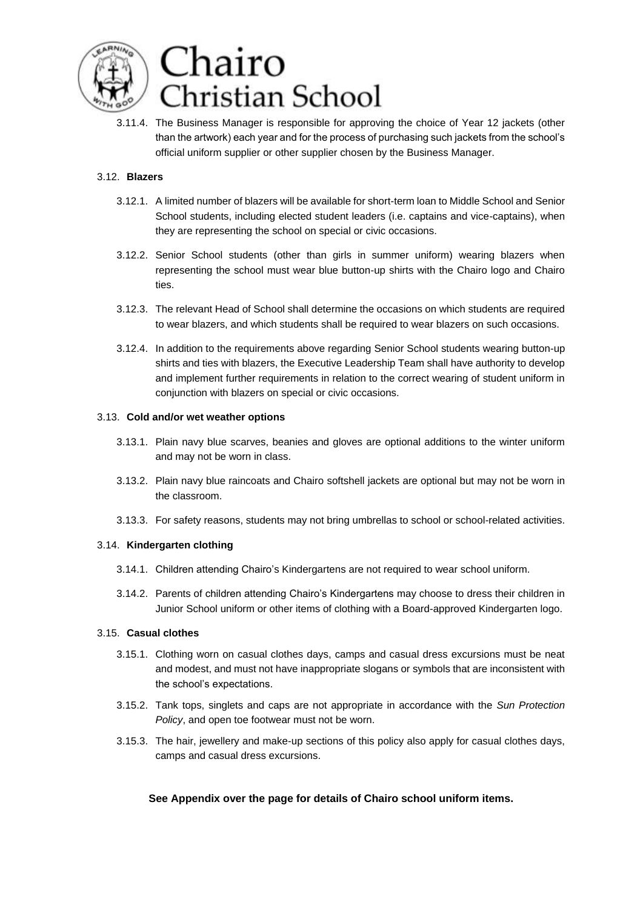3.11.4. The Business Manager is responsible for approving the choice of Year 12 jackets (other than the artwork) each year and for the process of purchasing such jackets from the school's official uniform supplier or other supplier chosen by the Business Manager.

3.12. **Blazers**

3.12.1. A limited number of blazers will be available for short-term loan to Middle School and Senior School students, including elected student leaders (i.e. captains and vice-captains), when they are representing the school on special or civic occasions.

3.12.2. Senior School students (other than girls in summer uniform) wearing blazers when representing the school must wear blue button-up shirts with the Chairo logo and Chairo ties.

3.12.3. The relevant Head of School shall determine the occasions on which students are required to wear blazers, and which students shall be required to wear blazers on such occasions.

3.12.4. In addition to the requirements above regarding Senior School students wearing button-up shirts and ties with blazers, the Executive Leadership Team shall have authority to develop and implement further requirements in relation to the correct wearing of student uniform in conjunction with blazers on special or civic occasions.

3.13. **Cold and/or wet weather options**

3.13.1. Plain navy blue scarves, beanies and gloves are optional additions to the winter uniform and may not be worn in class.

3.13.2. Plain navy blue raincoats and Chairo softshell jackets are optional but may not be worn in the classroom.

3.13.3. For safety reasons, students may not bring umbrellas to school or school-related activities.

3.14. **Kindergarten clothing**

3.14.1. Children attending Chairo's Kindergartens are not required to wear school uniform.

3.14.2. Parents of children attending Chairo's Kindergartens may choose to dress their children in Junior School uniform or other items of clothing with a Board-approved Kindergarten logo.

3.15. **Casual clothes**

3.15.1. Clothing worn on casual clothes days, camps and casual dress excursions must be neat and modest, and must not have inappropriate slogans or symbols that are inconsistent with the school's expectations.

3.15.2. Tank tops, singlets and caps are not appropriate in accordance with the *Sun Protection Policy*, and open toe footwear must not be worn.

3.15.3. The hair, jewellery and make-up sections of this policy also apply for casual clothes days, camps and casual dress excursions.

**See Appendix over the page for details of Chairo school uniform items.**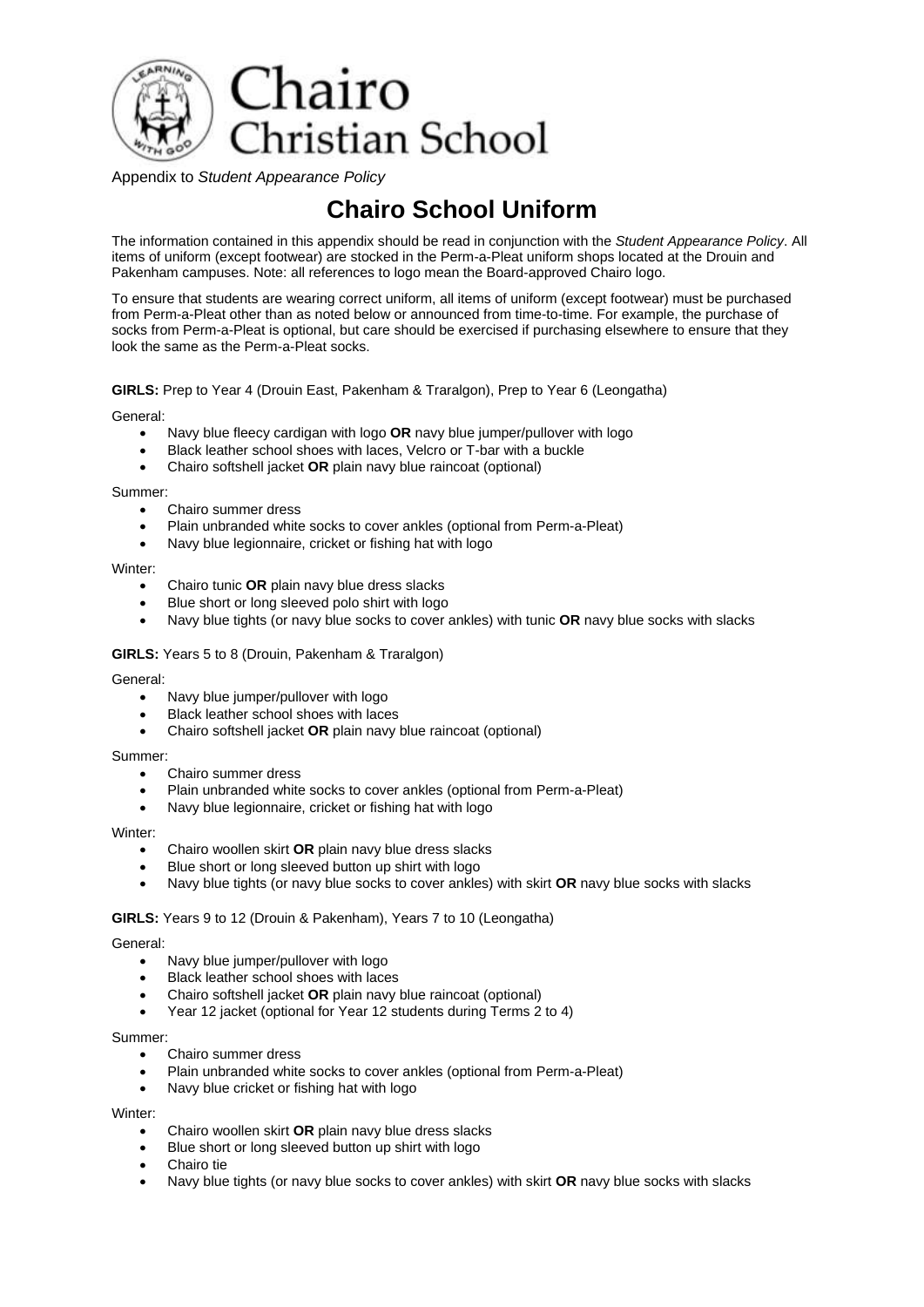Chairo Christian School

Appendix to *Student Appearance Policy*

# Chairo School Uniform

The information contained in this appendix should be read in conjunction with the *Student Appearance Policy*. All items of uniform (except footwear) are stocked in the Perm-a-Pleat uniform shops located at the Drouin and Pakenham campuses. Note: all references to logo mean the Board-approved Chairo logo.

To ensure that students are wearing correct uniform, all items of uniform (except footwear) must be purchased from Perm-a-Pleat other than as noted below or announced from time-to-time. For example, the purchase of socks from Perm-a-Pleat is optional, but care should be exercised if purchasing elsewhere to ensure that they look the same as the Perm-a-Pleat socks.

**GIRLS:** Prep to Year 4 (Drouin East, Pakenham & Traralgon), Prep to Year 6 (Leongatha)

General:

- Navy blue fleecy cardigan with logo **OR** navy blue jumper/pullover with logo
- Black leather school shoes with laces, Velcro or T-bar with a buckle
- Chairo softshell jacket **OR** plain navy blue raincoat (optional)

Summer:

- Chairo summer dress
- Plain unbranded white socks to cover ankles (optional from Perm-a-Pleat)
- Navy blue legionnaire, cricket or fishing hat with logo

Winter:

- Chairo tunic **OR** plain navy blue dress slacks
- Blue short or long sleeved polo shirt with logo
- Navy blue tights (or navy blue socks to cover ankles) with tunic **OR** navy blue socks with slacks

**GIRLS:** Years 5 to 8 (Drouin, Pakenham & Traralgon)

General:

- Navy blue jumper/pullover with logo
- Black leather school shoes with laces
- Chairo softshell jacket **OR** plain navy blue raincoat (optional)

Summer:

- Chairo summer dress
- Plain unbranded white socks to cover ankles (optional from Perm-a-Pleat)
- Navy blue legionnaire, cricket or fishing hat with logo

Winter:

- Chairo woollen skirt **OR** plain navy blue dress slacks
- Blue short or long sleeved button up shirt with logo
- Navy blue tights (or navy blue socks to cover ankles) with skirt **OR** navy blue socks with slacks

**GIRLS:** Years 9 to 12 (Drouin & Pakenham), Years 7 to 10 (Leongatha)

General:

- Navy blue jumper/pullover with logo
- Black leather school shoes with laces
- Chairo softshell jacket **OR** plain navy blue raincoat (optional)
- Year 12 jacket (optional for Year 12 students during Terms 2 to 4)

Summer:

- Chairo summer dress
- Plain unbranded white socks to cover ankles (optional from Perm-a-Pleat)
- Navy blue cricket or fishing hat with logo

Winter:

- Chairo woollen skirt **OR** plain navy blue dress slacks
- Blue short or long sleeved button up shirt with logo
- Chairo tie
- Navy blue tights (or navy blue socks to cover ankles) with skirt **OR** navy blue socks with slacks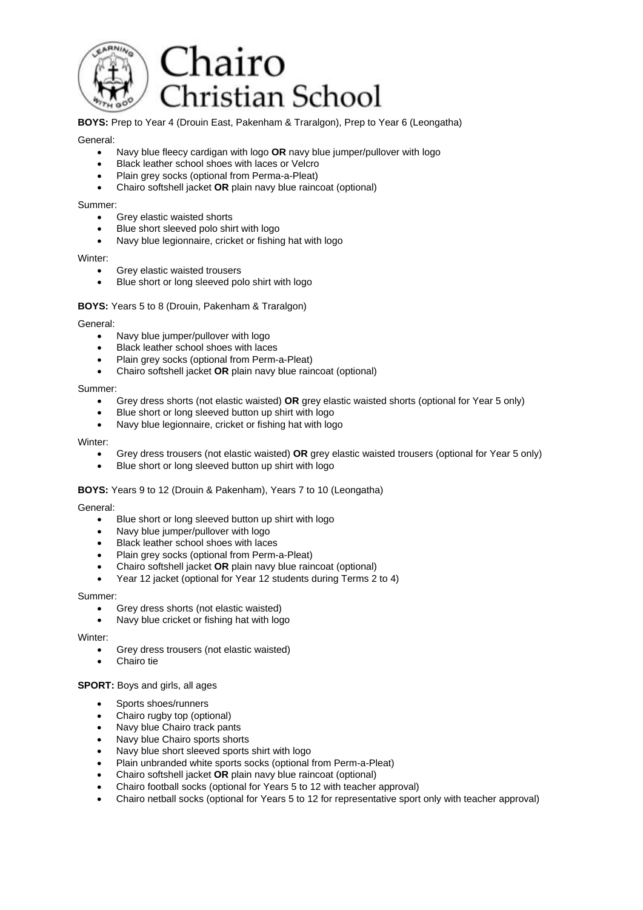# Chairo Christian School

**BOYS:** Prep to Year 4 (Drouin East, Pakenham & Traralgon), Prep to Year 6 (Leongatha)

General:

- Navy blue fleecy cardigan with logo **OR** navy blue jumper/pullover with logo
- Black leather school shoes with laces or Velcro
- Plain grey socks (optional from Perma-a-Pleat)
- Chairo softshell jacket **OR** plain navy blue raincoat (optional)

Summer:

- Grey elastic waisted shorts
- Blue short sleeved polo shirt with logo
- Navy blue legionnaire, cricket or fishing hat with logo

Winter:

- Grey elastic waisted trousers
- Blue short or long sleeved polo shirt with logo

**BOYS:** Years 5 to 8 (Drouin, Pakenham & Traralgon)

General:

- Navy blue jumper/pullover with logo
- Black leather school shoes with laces
- Plain grey socks (optional from Perm-a-Pleat)
- Chairo softshell jacket **OR** plain navy blue raincoat (optional)

Summer:

- Grey dress shorts (not elastic waisted) **OR** grey elastic waisted shorts (optional for Year 5 only)
- Blue short or long sleeved button up shirt with logo
- Navy blue legionnaire, cricket or fishing hat with logo

Winter:

- Grey dress trousers (not elastic waisted) **OR** grey elastic waisted trousers (optional for Year 5 only)
- Blue short or long sleeved button up shirt with logo

**BOYS:** Years 9 to 12 (Drouin & Pakenham), Years 7 to 10 (Leongatha)

General:

- Blue short or long sleeved button up shirt with logo
- Navy blue jumper/pullover with logo
- Black leather school shoes with laces
- Plain grey socks (optional from Perm-a-Pleat)
- Chairo softshell jacket **OR** plain navy blue raincoat (optional)
- Year 12 jacket (optional for Year 12 students during Terms 2 to 4)

Summer:

- Grey dress shorts (not elastic waisted)
- Navy blue cricket or fishing hat with logo

Winter:

- Grey dress trousers (not elastic waisted)
- Chairo tie

**SPORT:** Boys and girls, all ages

- Sports shoes/runners
- Chairo rugby top (optional)
- Navy blue Chairo track pants
- Navy blue Chairo sports shorts
- Navy blue short sleeved sports shirt with logo
- Plain unbranded white sports socks (optional from Perm-a-Pleat)
- Chairo softshell jacket **OR** plain navy blue raincoat (optional)
- Chairo football socks (optional for Years 5 to 12 with teacher approval)
- Chairo netball socks (optional for Years 5 to 12 for representative sport only with teacher approval)